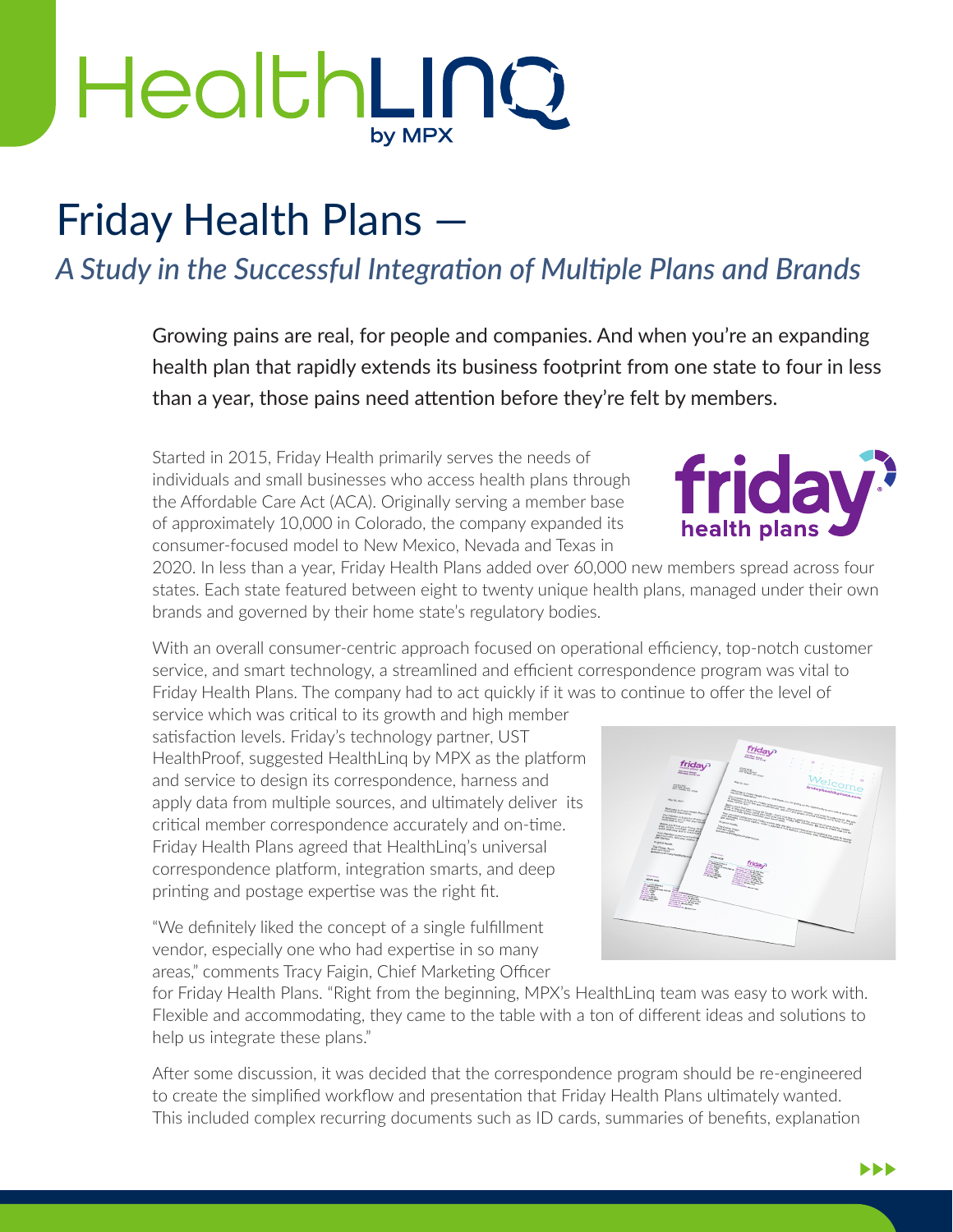# Friday Health Plans —

## *A Study in the Successful Integration of Multiple Plans and Brands*

Growing pains are real, for people and companies. And when you're an expanding health plan that rapidly extends its business footprint from one state to four in less than a year, those pains need attention before they're felt by members.

Started in 2015, Friday Health primarily serves the needs of individuals and small businesses who access health plans through the Affordable Care Act (ACA). Originally serving a member base of approximately 10,000 in Colorado, the company expanded its consumer-focused model to New Mexico, Nevada and Texas in 2020. In less than a year, Friday Health Plans added over 60,000 new members spread across four states. Each state featured between eight to twenty unique health plans, managed under their own brands and governed by their home state's regulatory bodies.

With an overall consumer-centric approach focused on operational efficiency, top-notch customer service, and smart technology, a streamlined and efficient correspondence program was vital to Friday Health Plans. The company had to act quickly if it was to continue to offer the level of service which was critical to its growth and high member satisfaction levels. Friday's technology partner, UST HealthProof, suggested HealthLinq by MPX as the platform and service to design its correspondence, harness and apply data from multiple sources, and ultimately deliver its critical member correspondence accurately and on-time. Friday Health Plans agreed that HealthLinq's universal correspondence platform, integration smarts, and deep printing and postage expertise was the right fit.

"We definitely liked the concept of a single fulfillment vendor, especially one who had expertise in so many areas," comments Tracy Faigin, Chief Marketing Officer for Friday Health Plans. "Right from the beginning, MPX's HealthLinq team was easy to work with. Flexible and accommodating, they came to the table with a ton of different ideas and solutions to help us integrate these plans."

After some discussion, it was decided that the correspondence program should be re-engineered to create the simplified workflow and presentation that Friday Health Plans ultimately wanted. This included complex recurring documents such as ID cards, summaries of benefits, explanation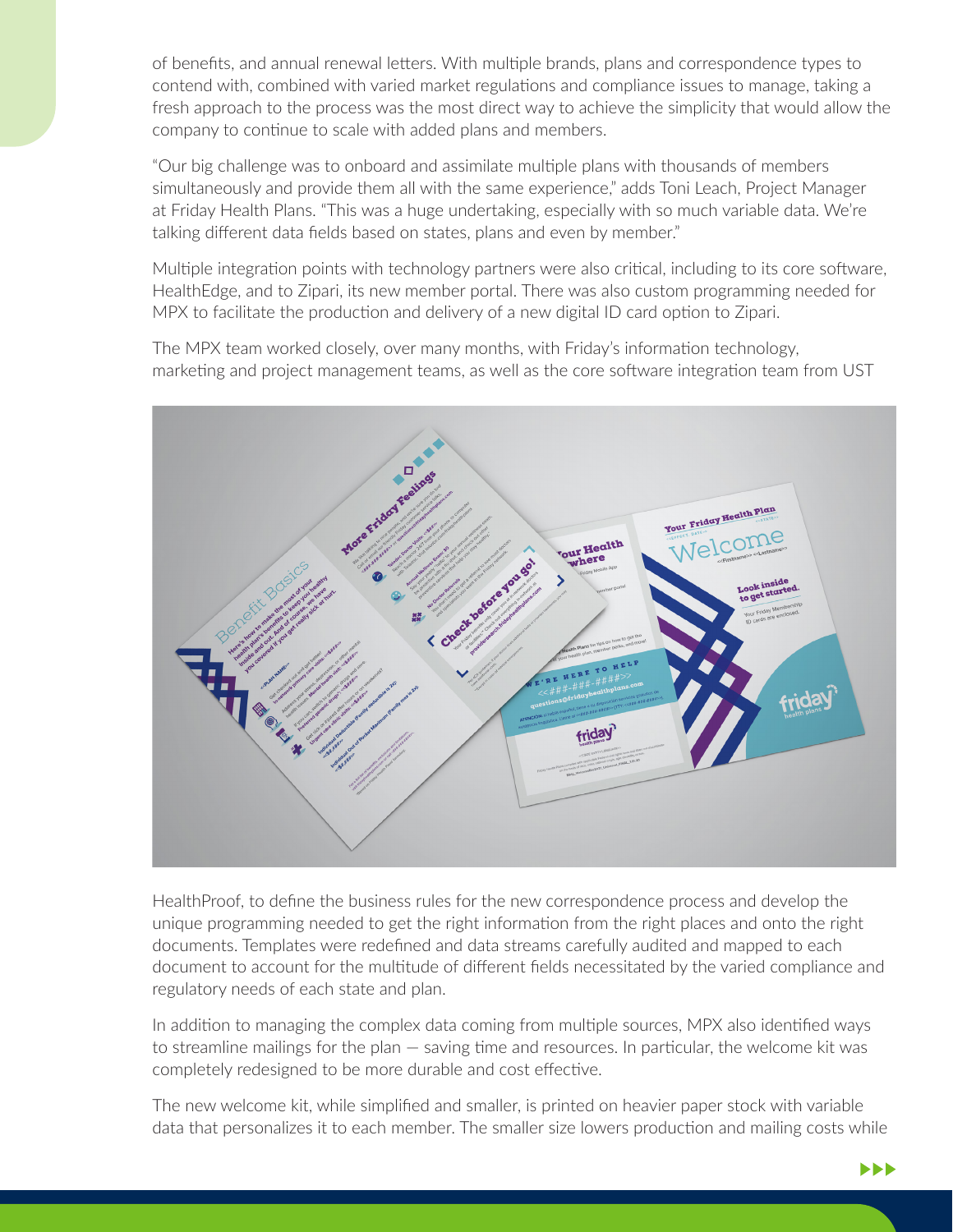of benefits, and annual renewal letters. With multiple brands, plans and correspondence types to contend with, combined with varied market regulations and compliance issues to manage, taking a fresh approach to the process was the most direct way to achieve the simplicity that would allow the company to continue to scale with added plans and members.

"Our big challenge was to onboard and assimilate multiple plans with thousands of members simultaneously and provide them all with the same experience," adds Toni Leach, Project Manager at Friday Health Plans. "This was a huge undertaking, especially with so much variable data. We're talking different data fields based on states, plans and even by member."

Multiple integration points with technology partners were also critical, including to its core software, HealthEdge, and to Zipari, its new member portal. There was also custom programming needed for MPX to facilitate the production and delivery of a new digital ID card option to Zipari.

The MPX team worked closely, over many months, with Friday's information technology, marketing and project management teams, as well as the core software integration team from UST HealthProof, to define the business rules for the new correspondence process and develop the unique programming needed to get the right information from the right places and onto the right documents. Templates were redefined and data streams carefully audited and mapped to each document to account for the multitude of different fields necessitated by the varied compliance and regulatory needs of each state and plan.

In addition to managing the complex data coming from multiple sources, MPX also identified ways to streamline mailings for the plan — saving time and resources. In particular, the welcome kit was completely redesigned to be more durable and cost effective.

The new welcome kit, while simplified and smaller, is printed on heavier paper stock with variable data that personalizes it to each member. The smaller size lowers production and mailing costs while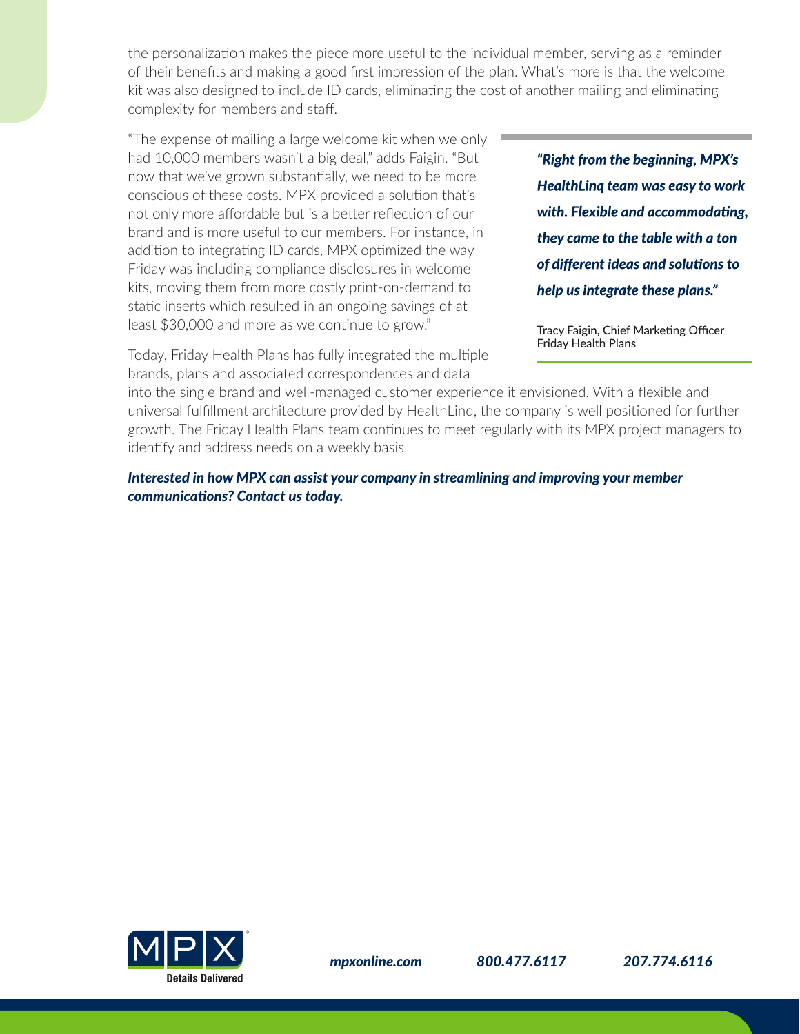the personalization makes the piece more useful to the individual member, serving as a reminder of their benefits and making a good first impression of the plan. What's more is that the welcome kit was also designed to include ID cards, eliminating the cost of another mailing and eliminating complexity for members and staff.

"The expense of mailing a large welcome kit when we only had 10,000 members wasn't a big deal," adds Faigin. "But now that we've grown substantially, we need to be more conscious of these costs. MPX provided a solution that's not only more affordable but is a better reflection of our brand and is more useful to our members. For instance, in addition to integrating ID cards, MPX optimized the way Friday was including compliance disclosures in welcome kits, moving them from more costly print-on-demand to static inserts which resulted in an ongoing savings of at least $30,000 and more as we continue to grow."

> ***"Right from the beginning, MPX's HealthLinq team was easy to work with. Flexible and accommodating, they came to the table with a ton of different ideas and solutions to help us integrate these plans."***
>
> Tracy Faigin, Chief Marketing Officer
> Friday Health Plans

Today, Friday Health Plans has fully integrated the multiple brands, plans and associated correspondences and data into the single brand and well-managed customer experience it envisioned. With a flexible and universal fulfillment architecture provided by HealthLinq, the company is well positioned for further growth. The Friday Health Plans team continues to meet regularly with its MPX project managers to identify and address needs on a weekly basis.

***Interested in how MPX can assist your company in streamlining and improving your member communications? Contact us today.***

MPX® Details Delivered

*mpxonline.com* *800.477.6117* *207.774.6116*